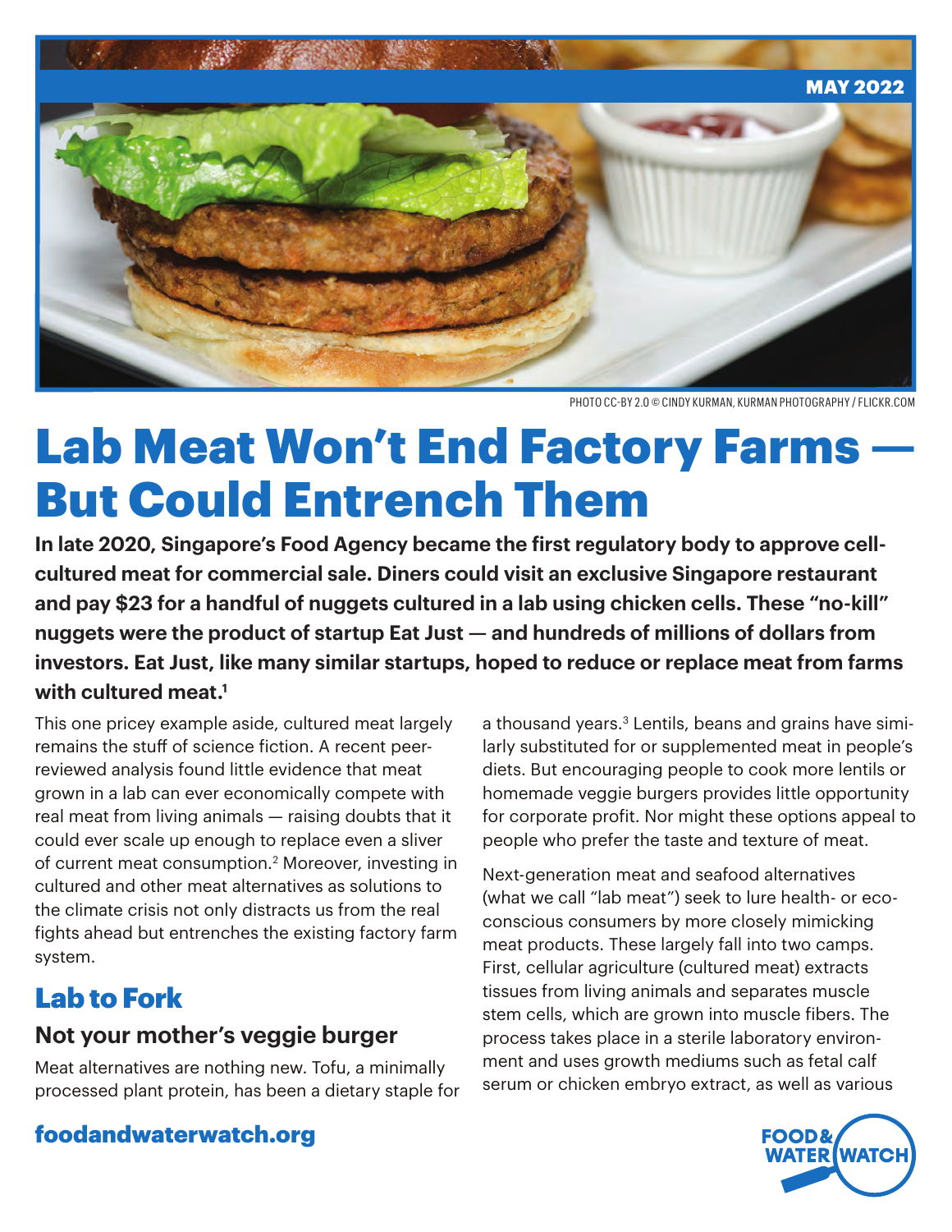MAY 2022

PHOTO CC-BY 2.0 © CINDY KURMAN, KURMAN PHOTOGRAPHY / FLICKR.COM

# Lab Meat Won't End Factory Farms — But Could Entrench Them

**In late 2020, Singapore's Food Agency became the first regulatory body to approve cell-cultured meat for commercial sale. Diners could visit an exclusive Singapore restaurant and pay $23 for a handful of nuggets cultured in a lab using chicken cells. These "no-kill" nuggets were the product of startup Eat Just — and hundreds of millions of dollars from investors. Eat Just, like many similar startups, hoped to reduce or replace meat from farms with cultured meat.[1]**

This one pricey example aside, cultured meat largely remains the stuff of science fiction. A recent peer-reviewed analysis found little evidence that meat grown in a lab can ever economically compete with real meat from living animals — raising doubts that it could ever scale up enough to replace even a sliver of current meat consumption.[2] Moreover, investing in cultured and other meat alternatives as solutions to the climate crisis not only distracts us from the real fights ahead but entrenches the existing factory farm system.

## Lab to Fork

### Not your mother's veggie burger

Meat alternatives are nothing new. Tofu, a minimally processed plant protein, has been a dietary staple for a thousand years.[3] Lentils, beans and grains have similarly substituted for or supplemented meat in people's diets. But encouraging people to cook more lentils or homemade veggie burgers provides little opportunity for corporate profit. Nor might these options appeal to people who prefer the taste and texture of meat.

Next-generation meat and seafood alternatives (what we call "lab meat") seek to lure health- or eco-conscious consumers by more closely mimicking meat products. These largely fall into two camps. First, cellular agriculture (cultured meat) extracts tissues from living animals and separates muscle stem cells, which are grown into muscle fibers. The process takes place in a sterile laboratory environment and uses growth mediums such as fetal calf serum or chicken embryo extract, as well as various

foodandwaterwatch.org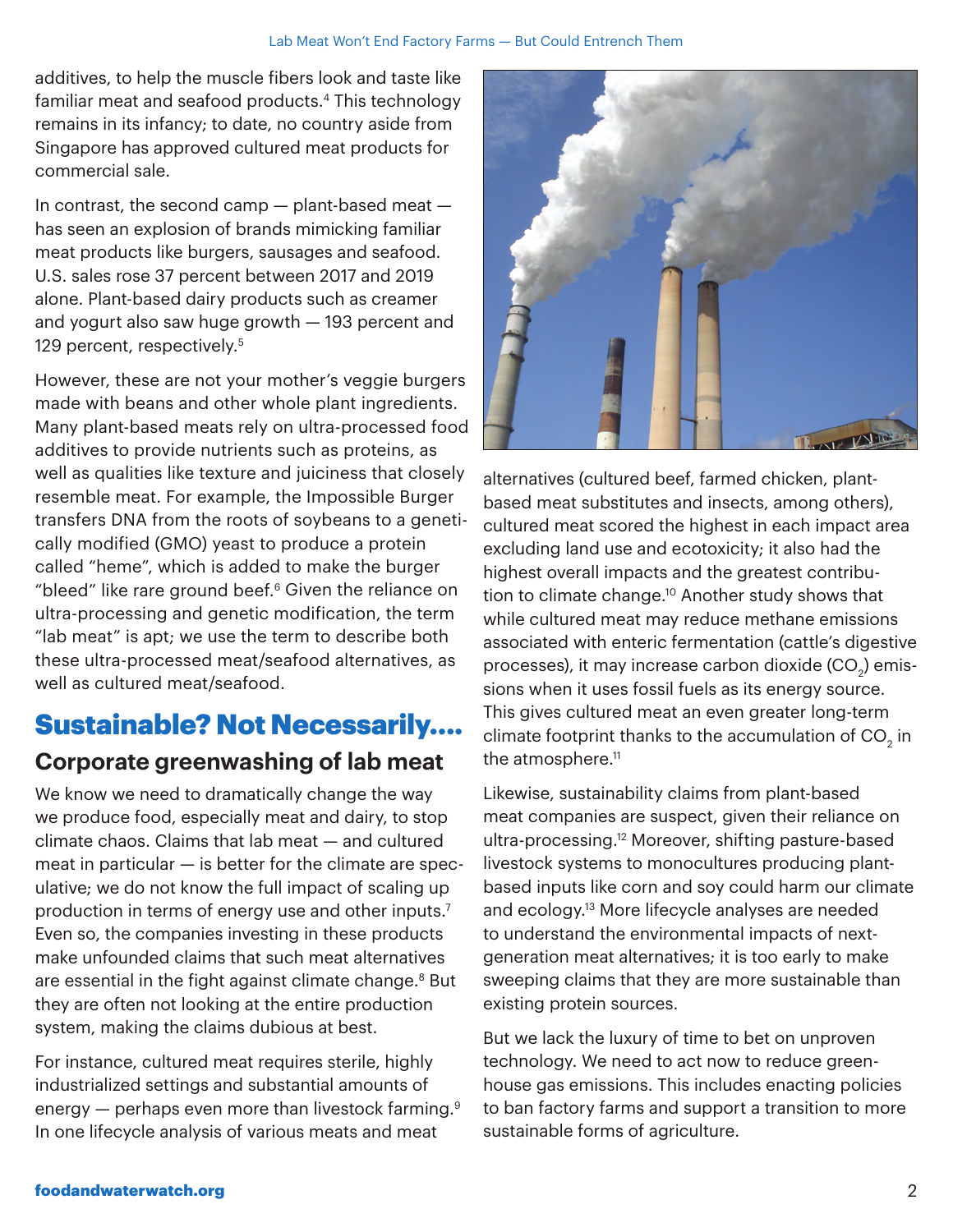additives, to help the muscle fibers look and taste like familiar meat and seafood products.[4] This technology remains in its infancy; to date, no country aside from Singapore has approved cultured meat products for commercial sale.

In contrast, the second camp — plant-based meat — has seen an explosion of brands mimicking familiar meat products like burgers, sausages and seafood. U.S. sales rose 37 percent between 2017 and 2019 alone. Plant-based dairy products such as creamer and yogurt also saw huge growth — 193 percent and 129 percent, respectively.[5]

However, these are not your mother's veggie burgers made with beans and other whole plant ingredients. Many plant-based meats rely on ultra-processed food additives to provide nutrients such as proteins, as well as qualities like texture and juiciness that closely resemble meat. For example, the Impossible Burger transfers DNA from the roots of soybeans to a genetically modified (GMO) yeast to produce a protein called "heme", which is added to make the burger "bleed" like rare ground beef.[6] Given the reliance on ultra-processing and genetic modification, the term "lab meat" is apt; we use the term to describe both these ultra-processed meat/seafood alternatives, as well as cultured meat/seafood.

## Sustainable? Not Necessarily....

### Corporate greenwashing of lab meat

We know we need to dramatically change the way we produce food, especially meat and dairy, to stop climate chaos. Claims that lab meat — and cultured meat in particular — is better for the climate are speculative; we do not know the full impact of scaling up production in terms of energy use and other inputs.[7] Even so, the companies investing in these products make unfounded claims that such meat alternatives are essential in the fight against climate change.[8] But they are often not looking at the entire production system, making the claims dubious at best.

For instance, cultured meat requires sterile, highly industrialized settings and substantial amounts of energy — perhaps even more than livestock farming.[9] In one lifecycle analysis of various meats and meat alternatives (cultured beef, farmed chicken, plant-based meat substitutes and insects, among others), cultured meat scored the highest in each impact area excluding land use and ecotoxicity; it also had the highest overall impacts and the greatest contribution to climate change.[10] Another study shows that while cultured meat may reduce methane emissions associated with enteric fermentation (cattle's digestive processes), it may increase carbon dioxide ($CO_2$) emissions when it uses fossil fuels as its energy source. This gives cultured meat an even greater long-term climate footprint thanks to the accumulation of $CO_2$ in the atmosphere.[11]

Likewise, sustainability claims from plant-based meat companies are suspect, given their reliance on ultra-processing.[12] Moreover, shifting pasture-based livestock systems to monocultures producing plant-based inputs like corn and soy could harm our climate and ecology.[13] More lifecycle analyses are needed to understand the environmental impacts of next-generation meat alternatives; it is too early to make sweeping claims that they are more sustainable than existing protein sources.

But we lack the luxury of time to bet on unproven technology. We need to act now to reduce greenhouse gas emissions. This includes enacting policies to ban factory farms and support a transition to more sustainable forms of agriculture.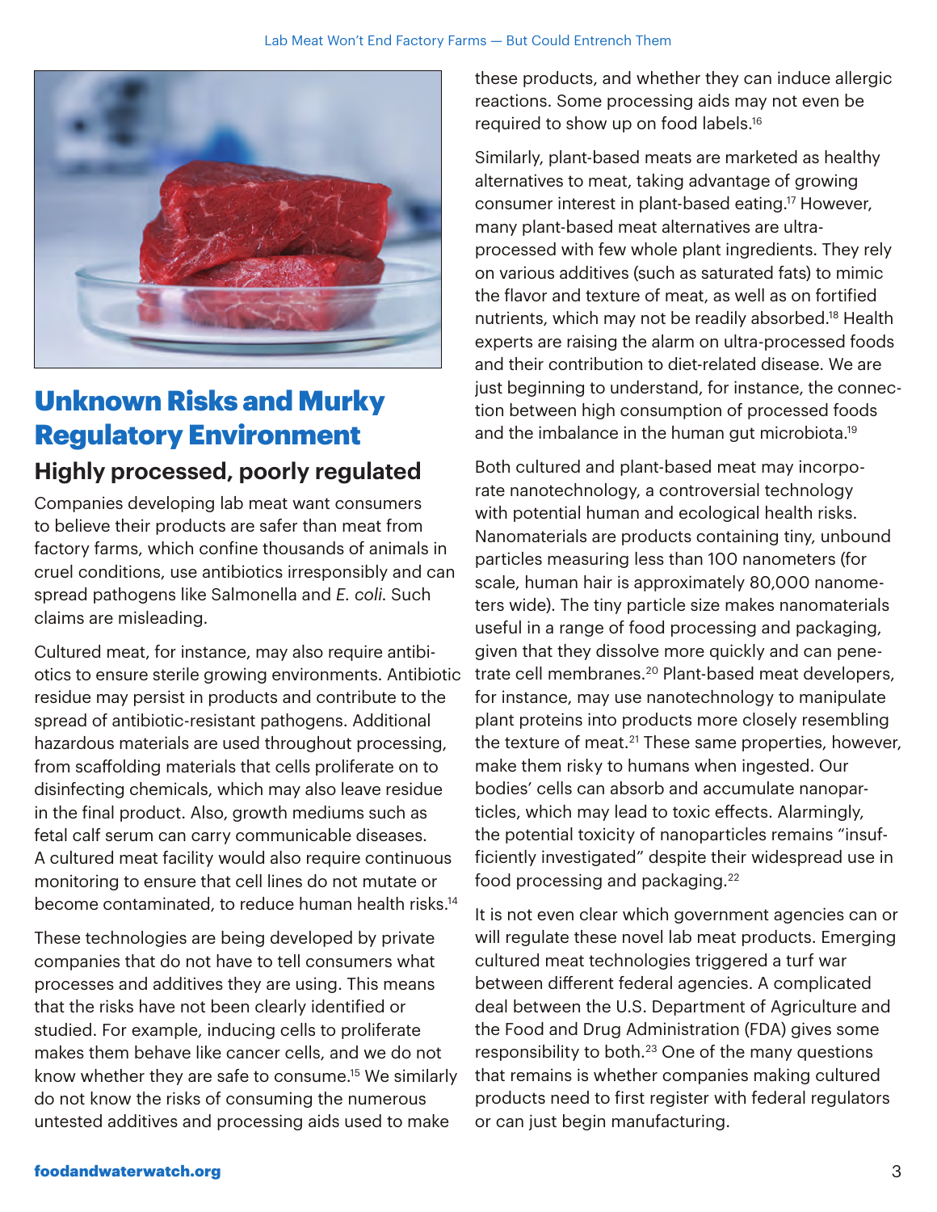## Unknown Risks and Murky Regulatory Environment

### Highly processed, poorly regulated

Companies developing lab meat want consumers to believe their products are safer than meat from factory farms, which confine thousands of animals in cruel conditions, use antibiotics irresponsibly and can spread pathogens like Salmonella and *E. coli*. Such claims are misleading.

Cultured meat, for instance, may also require antibiotics to ensure sterile growing environments. Antibiotic residue may persist in products and contribute to the spread of antibiotic-resistant pathogens. Additional hazardous materials are used throughout processing, from scaffolding materials that cells proliferate on to disinfecting chemicals, which may also leave residue in the final product. Also, growth mediums such as fetal calf serum can carry communicable diseases. A cultured meat facility would also require continuous monitoring to ensure that cell lines do not mutate or become contaminated, to reduce human health risks.[14]

These technologies are being developed by private companies that do not have to tell consumers what processes and additives they are using. This means that the risks have not been clearly identified or studied. For example, inducing cells to proliferate makes them behave like cancer cells, and we do not know whether they are safe to consume.[15] We similarly do not know the risks of consuming the numerous untested additives and processing aids used to make these products, and whether they can induce allergic reactions. Some processing aids may not even be required to show up on food labels.[16]

Similarly, plant-based meats are marketed as healthy alternatives to meat, taking advantage of growing consumer interest in plant-based eating.[17] However, many plant-based meat alternatives are ultra-processed with few whole plant ingredients. They rely on various additives (such as saturated fats) to mimic the flavor and texture of meat, as well as on fortified nutrients, which may not be readily absorbed.[18] Health experts are raising the alarm on ultra-processed foods and their contribution to diet-related disease. We are just beginning to understand, for instance, the connection between high consumption of processed foods and the imbalance in the human gut microbiota.[19]

Both cultured and plant-based meat may incorporate nanotechnology, a controversial technology with potential human and ecological health risks. Nanomaterials are products containing tiny, unbound particles measuring less than 100 nanometers (for scale, human hair is approximately 80,000 nanometers wide). The tiny particle size makes nanomaterials useful in a range of food processing and packaging, given that they dissolve more quickly and can penetrate cell membranes.[20] Plant-based meat developers, for instance, may use nanotechnology to manipulate plant proteins into products more closely resembling the texture of meat.[21] These same properties, however, make them risky to humans when ingested. Our bodies' cells can absorb and accumulate nanoparticles, which may lead to toxic effects. Alarmingly, the potential toxicity of nanoparticles remains "insufficiently investigated" despite their widespread use in food processing and packaging.[22]

It is not even clear which government agencies can or will regulate these novel lab meat products. Emerging cultured meat technologies triggered a turf war between different federal agencies. A complicated deal between the U.S. Department of Agriculture and the Food and Drug Administration (FDA) gives some responsibility to both.[23] One of the many questions that remains is whether companies making cultured products need to first register with federal regulators or can just begin manufacturing.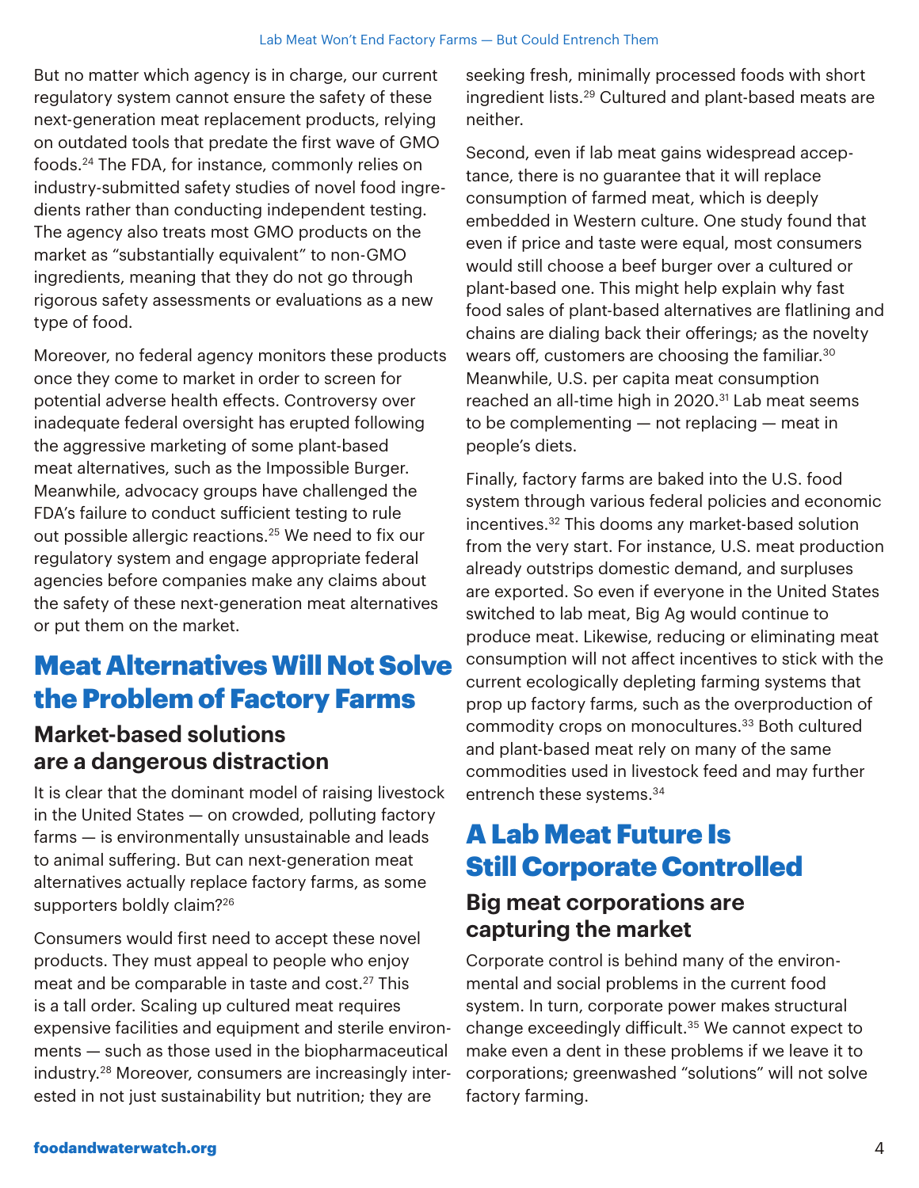But no matter which agency is in charge, our current regulatory system cannot ensure the safety of these next-generation meat replacement products, relying on outdated tools that predate the first wave of GMO foods.[24] The FDA, for instance, commonly relies on industry-submitted safety studies of novel food ingredients rather than conducting independent testing. The agency also treats most GMO products on the market as "substantially equivalent" to non-GMO ingredients, meaning that they do not go through rigorous safety assessments or evaluations as a new type of food.

Moreover, no federal agency monitors these products once they come to market in order to screen for potential adverse health effects. Controversy over inadequate federal oversight has erupted following the aggressive marketing of some plant-based meat alternatives, such as the Impossible Burger. Meanwhile, advocacy groups have challenged the FDA's failure to conduct sufficient testing to rule out possible allergic reactions.[25] We need to fix our regulatory system and engage appropriate federal agencies before companies make any claims about the safety of these next-generation meat alternatives or put them on the market.

# Meat Alternatives Will Not Solve the Problem of Factory Farms

## Market-based solutions are a dangerous distraction

It is clear that the dominant model of raising livestock in the United States — on crowded, polluting factory farms — is environmentally unsustainable and leads to animal suffering. But can next-generation meat alternatives actually replace factory farms, as some supporters boldly claim?[26]

Consumers would first need to accept these novel products. They must appeal to people who enjoy meat and be comparable in taste and cost.[27] This is a tall order. Scaling up cultured meat requires expensive facilities and equipment and sterile environments — such as those used in the biopharmaceutical industry.[28] Moreover, consumers are increasingly interested in not just sustainability but nutrition; they are seeking fresh, minimally processed foods with short ingredient lists.[29] Cultured and plant-based meats are neither.

Second, even if lab meat gains widespread acceptance, there is no guarantee that it will replace consumption of farmed meat, which is deeply embedded in Western culture. One study found that even if price and taste were equal, most consumers would still choose a beef burger over a cultured or plant-based one. This might help explain why fast food sales of plant-based alternatives are flatlining and chains are dialing back their offerings; as the novelty wears off, customers are choosing the familiar.[30] Meanwhile, U.S. per capita meat consumption reached an all-time high in 2020.[31] Lab meat seems to be complementing — not replacing — meat in people's diets.

Finally, factory farms are baked into the U.S. food system through various federal policies and economic incentives.[32] This dooms any market-based solution from the very start. For instance, U.S. meat production already outstrips domestic demand, and surpluses are exported. So even if everyone in the United States switched to lab meat, Big Ag would continue to produce meat. Likewise, reducing or eliminating meat consumption will not affect incentives to stick with the current ecologically depleting farming systems that prop up factory farms, such as the overproduction of commodity crops on monocultures.[33] Both cultured and plant-based meat rely on many of the same commodities used in livestock feed and may further entrench these systems.[34]

# A Lab Meat Future Is Still Corporate Controlled

## Big meat corporations are capturing the market

Corporate control is behind many of the environmental and social problems in the current food system. In turn, corporate power makes structural change exceedingly difficult.[35] We cannot expect to make even a dent in these problems if we leave it to corporations; greenwashed "solutions" will not solve factory farming.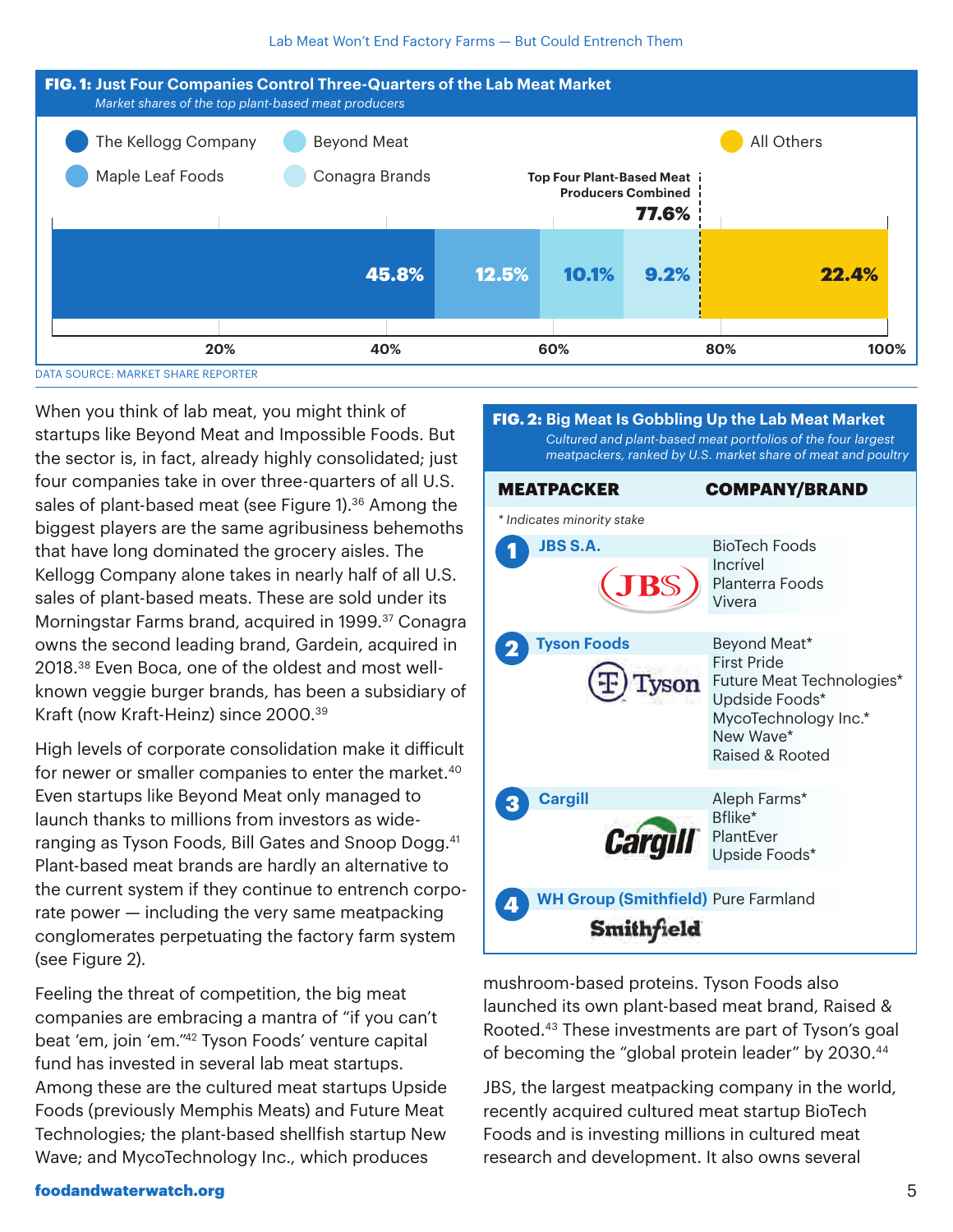**FIG. 1: Just Four Companies Control Three-Quarters of the Lab Meat Market**

*Market shares of the top plant-based meat producers*

| Company | Market share |
| --- | --- |
| The Kellogg Company | 45.8% |
| Maple Leaf Foods | 12.5% |
| Beyond Meat | 10.1% |
| Conagra Brands | 9.2% |
| All Others | 22.4% |

Top Four Plant-Based Meat Producers Combined: 77.6%

DATA SOURCE: MARKET SHARE REPORTER

When you think of lab meat, you might think of startups like Beyond Meat and Impossible Foods. But the sector is, in fact, already highly consolidated; just four companies take in over three-quarters of all U.S. sales of plant-based meat (see Figure 1).[36] Among the biggest players are the same agribusiness behemoths that have long dominated the grocery aisles. The Kellogg Company alone takes in nearly half of all U.S. sales of plant-based meats. These are sold under its Morningstar Farms brand, acquired in 1999.[37] Conagra owns the second leading brand, Gardein, acquired in 2018.[38] Even Boca, one of the oldest and most well-known veggie burger brands, has been a subsidiary of Kraft (now Kraft-Heinz) since 2000.[39]

High levels of corporate consolidation make it difficult for newer or smaller companies to enter the market.[40] Even startups like Beyond Meat only managed to launch thanks to millions from investors as wide-ranging as Tyson Foods, Bill Gates and Snoop Dogg.[41] Plant-based meat brands are hardly an alternative to the current system if they continue to entrench corporate power — including the very same meatpacking conglomerates perpetuating the factory farm system (see Figure 2).

Feeling the threat of competition, the big meat companies are embracing a mantra of "if you can't beat 'em, join 'em."[42] Tyson Foods' venture capital fund has invested in several lab meat startups. Among these are the cultured meat startups Upside Foods (previously Memphis Meats) and Future Meat Technologies; the plant-based shellfish startup New Wave; and MycoTechnology Inc., which produces mushroom-based proteins. Tyson Foods also launched its own plant-based meat brand, Raised & Rooted.[43] These investments are part of Tyson's goal of becoming the "global protein leader" by 2030.[44]

JBS, the largest meatpacking company in the world, recently acquired cultured meat startup BioTech Foods and is investing millions in cultured meat research and development. It also owns several

**FIG. 2: Big Meat Is Gobbling Up the Lab Meat Market**

*Cultured and plant-based meat portfolios of the four largest meatpackers, ranked by U.S. market share of meat and poultry*

*\* Indicates minority stake*

| MEATPACKER | COMPANY/BRAND |
| --- | --- |
| 1 JBS S.A. | BioTech Foods<br>Incrível<br>Planterra Foods<br>Vivera |
| 2 Tyson Foods | Beyond Meat*<br>First Pride<br>Future Meat Technologies*<br>Updside Foods*<br>MycoTechnology Inc.*<br>New Wave*<br>Raised & Rooted |
| 3 Cargill | Aleph Farms*<br>Bflike*<br>PlantEver<br>Upside Foods* |
| 4 WH Group (Smithfield) | Pure Farmland |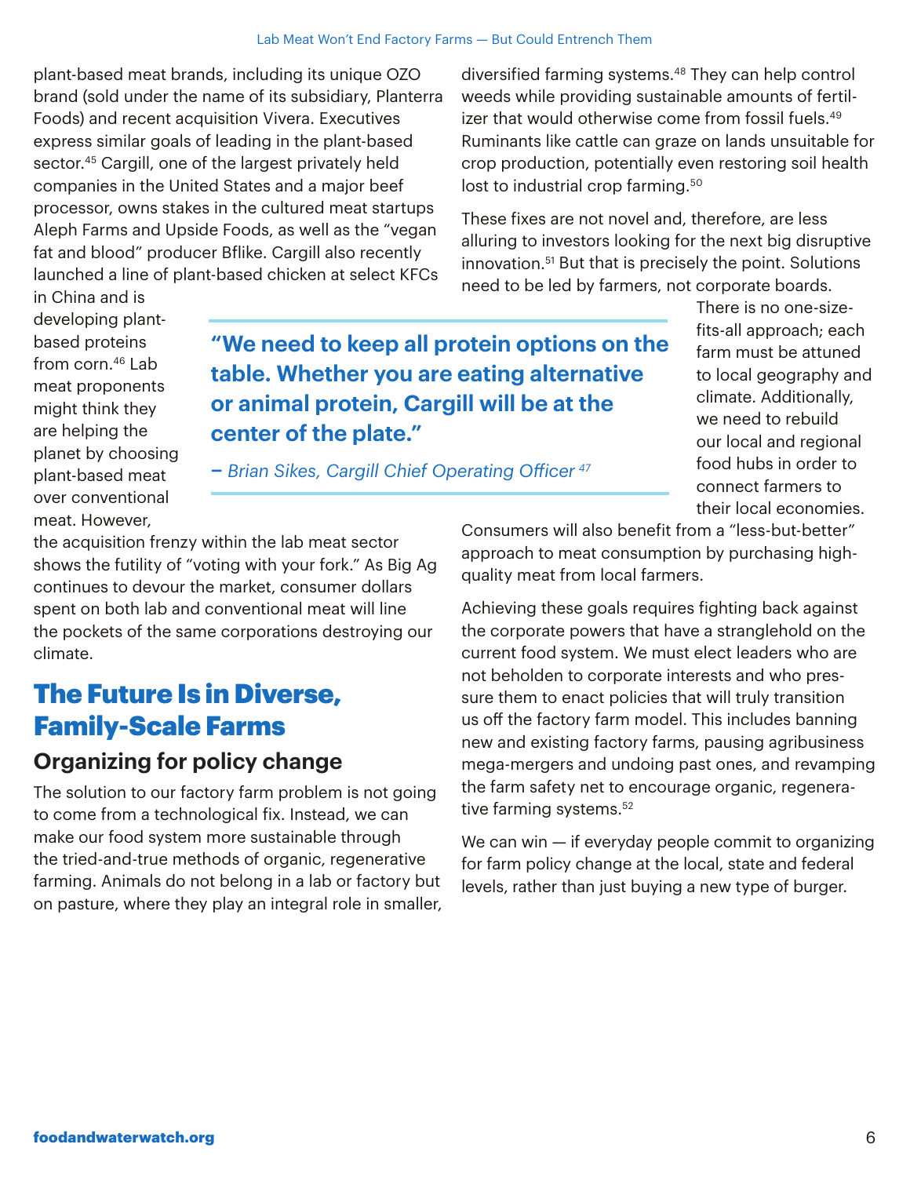plant-based meat brands, including its unique OZO brand (sold under the name of its subsidiary, Planterra Foods) and recent acquisition Vivera. Executives express similar goals of leading in the plant-based sector.[45] Cargill, one of the largest privately held companies in the United States and a major beef processor, owns stakes in the cultured meat startups Aleph Farms and Upside Foods, as well as the "vegan fat and blood" producer Bflike. Cargill also recently launched a line of plant-based chicken at select KFCs in China and is developing plant-based proteins from corn.[46] Lab meat proponents might think they are helping the planet by choosing plant-based meat over conventional meat. However, the acquisition frenzy within the lab meat sector shows the futility of "voting with your fork." As Big Ag continues to devour the market, consumer dollars spent on both lab and conventional meat will line the pockets of the same corporations destroying our climate.

> **"We need to keep all protein options on the table. Whether you are eating alternative or animal protein, Cargill will be at the center of the plate."**
>
> *– Brian Sikes, Cargill Chief Operating Officer [47]*

## The Future Is in Diverse, Family-Scale Farms

### Organizing for policy change

The solution to our factory farm problem is not going to come from a technological fix. Instead, we can make our food system more sustainable through the tried-and-true methods of organic, regenerative farming. Animals do not belong in a lab or factory but on pasture, where they play an integral role in smaller, diversified farming systems.[48] They can help control weeds while providing sustainable amounts of fertilizer that would otherwise come from fossil fuels.[49] Ruminants like cattle can graze on lands unsuitable for crop production, potentially even restoring soil health lost to industrial crop farming.[50]

These fixes are not novel and, therefore, are less alluring to investors looking for the next big disruptive innovation.[51] But that is precisely the point. Solutions need to be led by farmers, not corporate boards. There is no one-size-fits-all approach; each farm must be attuned to local geography and climate. Additionally, we need to rebuild our local and regional food hubs in order to connect farmers to their local economies. Consumers will also benefit from a "less-but-better" approach to meat consumption by purchasing high-quality meat from local farmers.

Achieving these goals requires fighting back against the corporate powers that have a stranglehold on the current food system. We must elect leaders who are not beholden to corporate interests and who pressure them to enact policies that will truly transition us off the factory farm model. This includes banning new and existing factory farms, pausing agribusiness mega-mergers and undoing past ones, and revamping the farm safety net to encourage organic, regenerative farming systems.[52]

We can win — if everyday people commit to organizing for farm policy change at the local, state and federal levels, rather than just buying a new type of burger.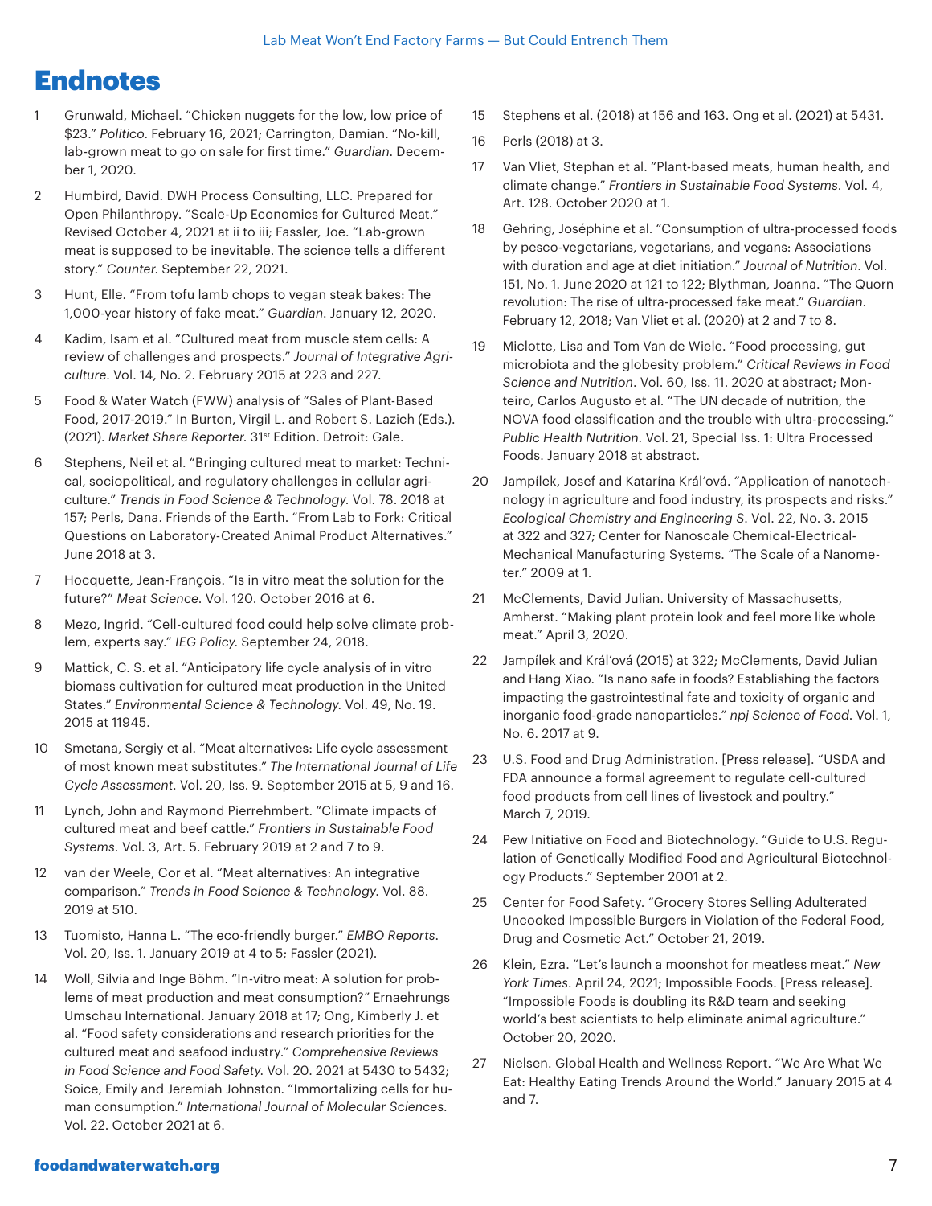# Endnotes

1. Grunwald, Michael. "Chicken nuggets for the low, low price of $23." *Politico*. February 16, 2021; Carrington, Damian. "No-kill, lab-grown meat to go on sale for first time." *Guardian*. December 1, 2020.
2. Humbird, David. DWH Process Consulting, LLC. Prepared for Open Philanthropy. "Scale-Up Economics for Cultured Meat." Revised October 4, 2021 at ii to iii; Fassler, Joe. "Lab-grown meat is supposed to be inevitable. The science tells a different story." *Counter*. September 22, 2021.
3. Hunt, Elle. "From tofu lamb chops to vegan steak bakes: The 1,000-year history of fake meat." *Guardian*. January 12, 2020.
4. Kadim, Isam et al. "Cultured meat from muscle stem cells: A review of challenges and prospects." *Journal of Integrative Agriculture*. Vol. 14, No. 2. February 2015 at 223 and 227.
5. Food & Water Watch (FWW) analysis of "Sales of Plant-Based Food, 2017-2019." In Burton, Virgil L. and Robert S. Lazich (Eds.). (2021). *Market Share Reporter*. 31st Edition. Detroit: Gale.
6. Stephens, Neil et al. "Bringing cultured meat to market: Technical, sociopolitical, and regulatory challenges in cellular agriculture." *Trends in Food Science & Technology*. Vol. 78. 2018 at 157; Perls, Dana. Friends of the Earth. "From Lab to Fork: Critical Questions on Laboratory-Created Animal Product Alternatives." June 2018 at 3.
7. Hocquette, Jean-François. "Is in vitro meat the solution for the future?" *Meat Science*. Vol. 120. October 2016 at 6.
8. Mezo, Ingrid. "Cell-cultured food could help solve climate problem, experts say." *IEG Policy*. September 24, 2018.
9. Mattick, C. S. et al. "Anticipatory life cycle analysis of in vitro biomass cultivation for cultured meat production in the United States." *Environmental Science & Technology*. Vol. 49, No. 19. 2015 at 11945.
10. Smetana, Sergiy et al. "Meat alternatives: Life cycle assessment of most known meat substitutes." *The International Journal of Life Cycle Assessment*. Vol. 20, Iss. 9. September 2015 at 5, 9 and 16.
11. Lynch, John and Raymond Pierrehmbert. "Climate impacts of cultured meat and beef cattle." *Frontiers in Sustainable Food Systems*. Vol. 3, Art. 5. February 2019 at 2 and 7 to 9.
12. van der Weele, Cor et al. "Meat alternatives: An integrative comparison." *Trends in Food Science & Technology*. Vol. 88. 2019 at 510.
13. Tuomisto, Hanna L. "The eco-friendly burger." *EMBO Reports*. Vol. 20, Iss. 1. January 2019 at 4 to 5; Fassler (2021).
14. Woll, Silvia and Inge Böhm. "In-vitro meat: A solution for problems of meat production and meat consumption?" Ernaehrungs Umschau International. January 2018 at 17; Ong, Kimberly J. et al. "Food safety considerations and research priorities for the cultured meat and seafood industry." *Comprehensive Reviews in Food Science and Food Safety*. Vol. 20. 2021 at 5430 to 5432; Soice, Emily and Jeremiah Johnston. "Immortalizing cells for human consumption." *International Journal of Molecular Sciences*. Vol. 22. October 2021 at 6.
15. Stephens et al. (2018) at 156 and 163. Ong et al. (2021) at 5431.
16. Perls (2018) at 3.
17. Van Vliet, Stephan et al. "Plant-based meats, human health, and climate change." *Frontiers in Sustainable Food Systems*. Vol. 4, Art. 128. October 2020 at 1.
18. Gehring, Joséphine et al. "Consumption of ultra-processed foods by pesco-vegetarians, vegetarians, and vegans: Associations with duration and age at diet initiation." *Journal of Nutrition*. Vol. 151, No. 1. June 2020 at 121 to 122; Blythman, Joanna. "The Quorn revolution: The rise of ultra-processed fake meat." *Guardian*. February 12, 2018; Van Vliet et al. (2020) at 2 and 7 to 8.
19. Miclotte, Lisa and Tom Van de Wiele. "Food processing, gut microbiota and the globesity problem." *Critical Reviews in Food Science and Nutrition*. Vol. 60, Iss. 11. 2020 at abstract; Monteiro, Carlos Augusto et al. "The UN decade of nutrition, the NOVA food classification and the trouble with ultra-processing." *Public Health Nutrition*. Vol. 21, Special Iss. 1: Ultra Processed Foods. January 2018 at abstract.
20. Jampílek, Josef and Katarína Král'ová. "Application of nanotechnology in agriculture and food industry, its prospects and risks." *Ecological Chemistry and Engineering S*. Vol. 22, No. 3. 2015 at 322 and 327; Center for Nanoscale Chemical-Electrical-Mechanical Manufacturing Systems. "The Scale of a Nanometer." 2009 at 1.
21. McClements, David Julian. University of Massachusetts, Amherst. "Making plant protein look and feel more like whole meat." April 3, 2020.
22. Jampílek and Král'ová (2015) at 322; McClements, David Julian and Hang Xiao. "Is nano safe in foods? Establishing the factors impacting the gastrointestinal fate and toxicity of organic and inorganic food-grade nanoparticles." *npj Science of Food*. Vol. 1, No. 6. 2017 at 9.
23. U.S. Food and Drug Administration. [Press release]. "USDA and FDA announce a formal agreement to regulate cell-cultured food products from cell lines of livestock and poultry." March 7, 2019.
24. Pew Initiative on Food and Biotechnology. "Guide to U.S. Regulation of Genetically Modified Food and Agricultural Biotechnology Products." September 2001 at 2.
25. Center for Food Safety. "Grocery Stores Selling Adulterated Uncooked Impossible Burgers in Violation of the Federal Food, Drug and Cosmetic Act." October 21, 2019.
26. Klein, Ezra. "Let's launch a moonshot for meatless meat." *New York Times*. April 24, 2021; Impossible Foods. [Press release]. "Impossible Foods is doubling its R&D team and seeking world's best scientists to help eliminate animal agriculture." October 20, 2020.
27. Nielsen. Global Health and Wellness Report. "We Are What We Eat: Healthy Eating Trends Around the World." January 2015 at 4 and 7.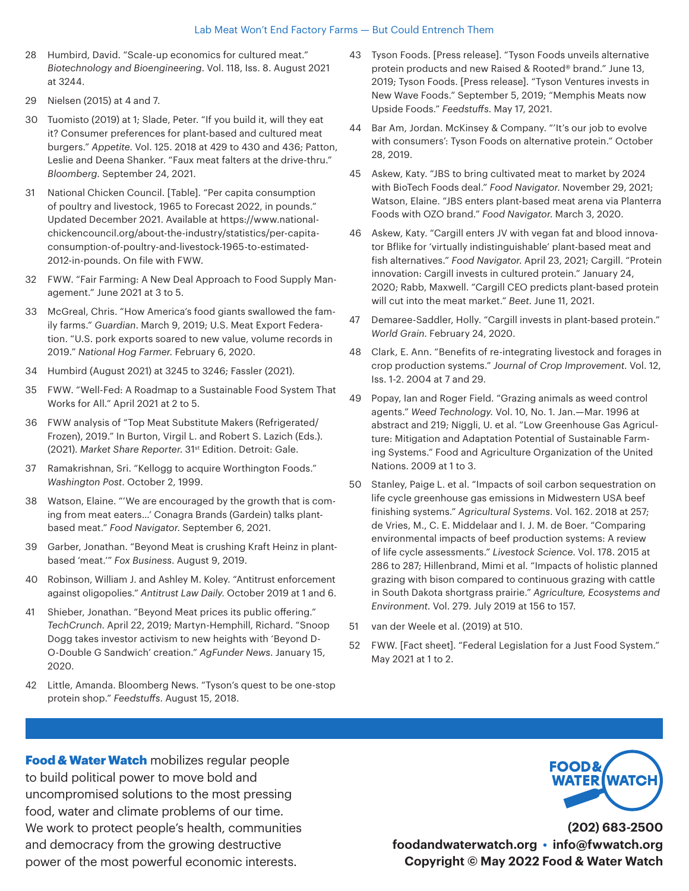28 Humbird, David. "Scale-up economics for cultured meat." *Biotechnology and Bioengineering*. Vol. 118, Iss. 8. August 2021 at 3244.

29 Nielsen (2015) at 4 and 7.

30 Tuomisto (2019) at 1; Slade, Peter. "If you build it, will they eat it? Consumer preferences for plant-based and cultured meat burgers." *Appetite*. Vol. 125. 2018 at 429 to 430 and 436; Patton, Leslie and Deena Shanker. "Faux meat falters at the drive-thru." *Bloomberg*. September 24, 2021.

31 National Chicken Council. [Table]. "Per capita consumption of poultry and livestock, 1965 to Forecast 2022, in pounds." Updated December 2021. Available at https://www.nationalchickencouncil.org/about-the-industry/statistics/per-capita-consumption-of-poultry-and-livestock-1965-to-estimated-2012-in-pounds. On file with FWW.

32 FWW. "Fair Farming: A New Deal Approach to Food Supply Management." June 2021 at 3 to 5.

33 McGreal, Chris. "How America's food giants swallowed the family farms." *Guardian*. March 9, 2019; U.S. Meat Export Federation. "U.S. pork exports soared to new value, volume records in 2019." *National Hog Farmer*. February 6, 2020.

34 Humbird (August 2021) at 3245 to 3246; Fassler (2021).

35 FWW. "Well-Fed: A Roadmap to a Sustainable Food System That Works for All." April 2021 at 2 to 5.

36 FWW analysis of "Top Meat Substitute Makers (Refrigerated/Frozen), 2019." In Burton, Virgil L. and Robert S. Lazich (Eds.). (2021). *Market Share Reporter*. 31st Edition. Detroit: Gale.

37 Ramakrishnan, Sri. "Kellogg to acquire Worthington Foods." *Washington Post*. October 2, 1999.

38 Watson, Elaine. "'We are encouraged by the growth that is coming from meat eaters...' Conagra Brands (Gardein) talks plant-based meat." *Food Navigator*. September 6, 2021.

39 Garber, Jonathan. "Beyond Meat is crushing Kraft Heinz in plant-based 'meat.'" *Fox Business*. August 9, 2019.

40 Robinson, William J. and Ashley M. Koley. "Antitrust enforcement against oligopolies." *Antitrust Law Daily*. October 2019 at 1 and 6.

41 Shieber, Jonathan. "Beyond Meat prices its public offering." *TechCrunch*. April 22, 2019; Martyn-Hemphill, Richard. "Snoop Dogg takes investor activism to new heights with 'Beyond D-O-Double G Sandwich' creation." *AgFunder News*. January 15, 2020.

42 Little, Amanda. Bloomberg News. "Tyson's quest to be one-stop protein shop." *Feedstuffs*. August 15, 2018.

43 Tyson Foods. [Press release]. "Tyson Foods unveils alternative protein products and new Raised & Rooted® brand." June 13, 2019; Tyson Foods. [Press release]. "Tyson Ventures invests in New Wave Foods." September 5, 2019; "Memphis Meats now Upside Foods." *Feedstuffs*. May 17, 2021.

44 Bar Am, Jordan. McKinsey & Company. "'It's our job to evolve with consumers': Tyson Foods on alternative protein." October 28, 2019.

45 Askew, Katy. "JBS to bring cultivated meat to market by 2024 with BioTech Foods deal." *Food Navigator*. November 29, 2021; Watson, Elaine. "JBS enters plant-based meat arena via Planterra Foods with OZO brand." *Food Navigator*. March 3, 2020.

46 Askew, Katy. "Cargill enters JV with vegan fat and blood innovator Bflike for 'virtually indistinguishable' plant-based meat and fish alternatives." *Food Navigator*. April 23, 2021; Cargill. "Protein innovation: Cargill invests in cultured protein." January 24, 2020; Rabb, Maxwell. "Cargill CEO predicts plant-based protein will cut into the meat market." *Beet*. June 11, 2021.

47 Demaree-Saddler, Holly. "Cargill invests in plant-based protein." *World Grain*. February 24, 2020.

48 Clark, E. Ann. "Benefits of re-integrating livestock and forages in crop production systems." *Journal of Crop Improvement*. Vol. 12, Iss. 1-2. 2004 at 7 and 29.

49 Popay, Ian and Roger Field. "Grazing animals as weed control agents." *Weed Technology*. Vol. 10, No. 1. Jan.—Mar. 1996 at abstract and 219; Niggli, U. et al. "Low Greenhouse Gas Agriculture: Mitigation and Adaptation Potential of Sustainable Farming Systems." Food and Agriculture Organization of the United Nations. 2009 at 1 to 3.

50 Stanley, Paige L. et al. "Impacts of soil carbon sequestration on life cycle greenhouse gas emissions in Midwestern USA beef finishing systems." *Agricultural Systems*. Vol. 162. 2018 at 257; de Vries, M., C. E. Middelaar and I. J. M. de Boer. "Comparing environmental impacts of beef production systems: A review of life cycle assessments." *Livestock Science*. Vol. 178. 2015 at 286 to 287; Hillenbrand, Mimi et al. "Impacts of holistic planned grazing with bison compared to continuous grazing with cattle in South Dakota shortgrass prairie." *Agriculture, Ecosystems and Environment*. Vol. 279. July 2019 at 156 to 157.

51 van der Weele et al. (2019) at 510.

52 FWW. [Fact sheet]. "Federal Legislation for a Just Food System." May 2021 at 1 to 2.

**Food & Water Watch** mobilizes regular people to build political power to move bold and uncompromised solutions to the most pressing food, water and climate problems of our time. We work to protect people's health, communities and democracy from the growing destructive power of the most powerful economic interests.

FOOD & WATER WATCH

**(202) 683-2500**
**foodandwaterwatch.org • info@fwwatch.org**
**Copyright © May 2022 Food & Water Watch**